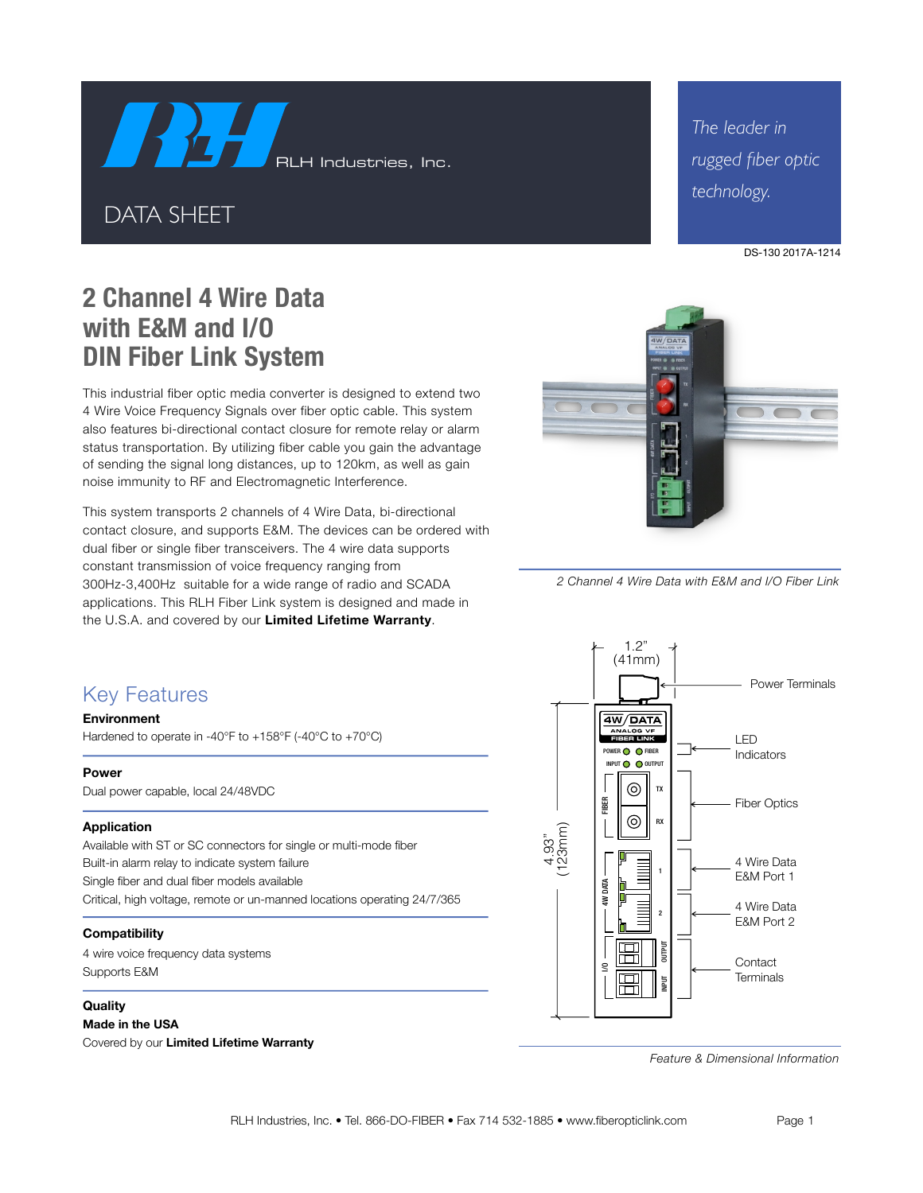RLH Industries, Inc.

DATA SHEET

*The leader in rugged fiber optic technology.*

DS-130 2017A-1214

# 2 Channel 4 Wire Data with E&M and I/O DIN Fiber Link System

This industrial fiber optic media converter is designed to extend two 4 Wire Voice Frequency Signals over fiber optic cable. This system also features bi-directional contact closure for remote relay or alarm status transportation. By utilizing fiber cable you gain the advantage of sending the signal long distances, up to 120km, as well as gain noise immunity to RF and Electromagnetic Interference.

This system transports 2 channels of 4 Wire Data, bi-directional contact closure, and supports E&M. The devices can be ordered with dual fiber or single fiber transceivers. The 4 wire data supports constant transmission of voice frequency ranging from 300Hz-3,400Hz suitable for a wide range of radio and SCADA applications. This RLH Fiber Link system is designed and made in the U.S.A. and covered by our **Limited Lifetime Warranty**.

*2 Channel 4 Wire Data with E&M and I/O Fiber Link*

## Key Features

**Environment**

Hardened to operate in -40°F to +158°F (-40°C to +70°C)

**Power**

Dual power capable, local 24/48VDC

**Application**

Available with ST or SC connectors for single or multi-mode fiber
Built-in alarm relay to indicate system failure
Single fiber and dual fiber models available
Critical, high voltage, remote or un-manned locations operating 24/7/365

**Compatibility**

4 wire voice frequency data systems
Supports E&M

**Quality**

**Made in the USA**
Covered by our **Limited Lifetime Warranty**

1.2" (41mm)

4.93" (123mm)

Power Terminals

LED Indicators

Fiber Optics

4 Wire Data E&M Port 1

4 Wire Data E&M Port 2

Contact Terminals

*Feature & Dimensional Information*

RLH Industries, Inc. • Tel. 866-DO-FIBER • Fax 714 532-1885 • www.fiberopticlink.com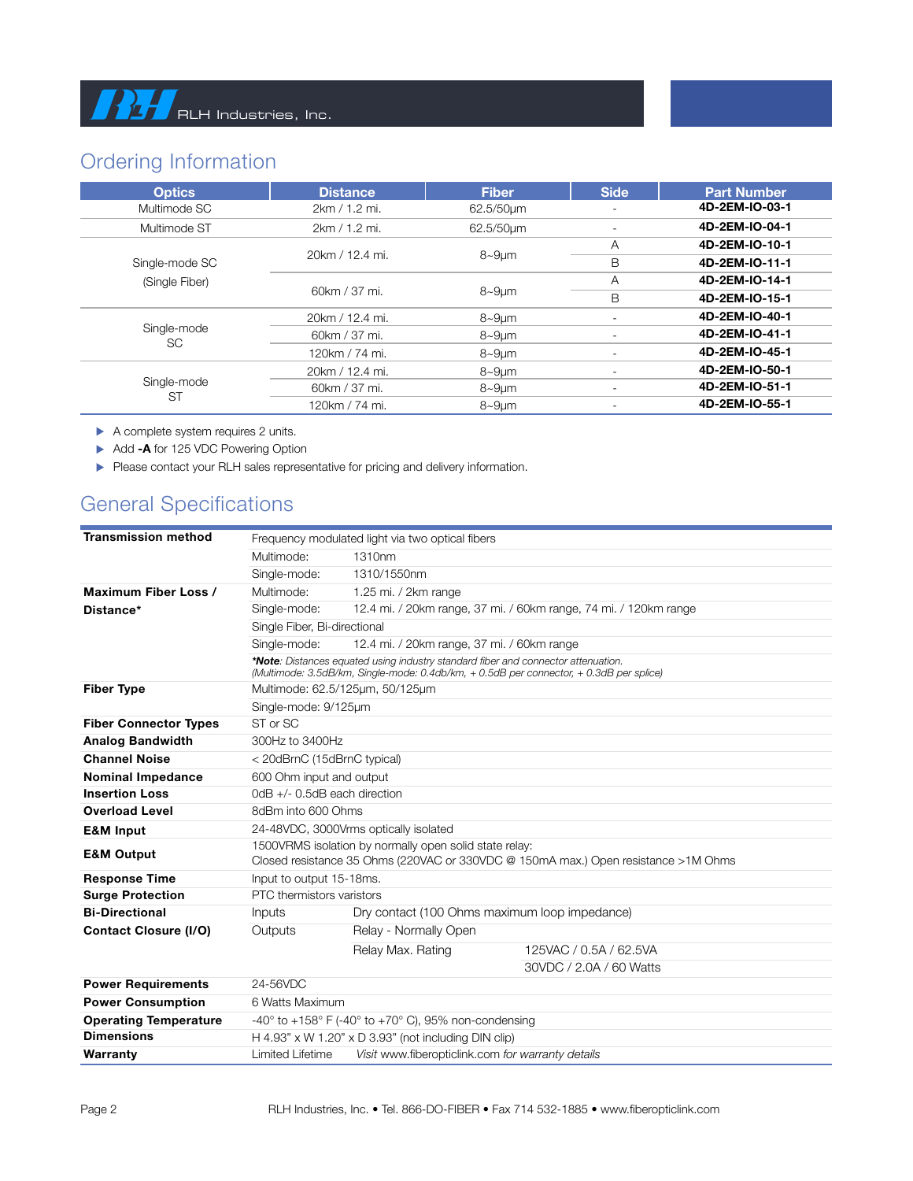## Ordering Information

| Optics | Distance | Fiber | Side | Part Number |
|---|---|---|---|---|
| Multimode SC | 2km / 1.2 mi. | 62.5/50µm | - | **4D-2EM-IO-03-1** |
| Multimode ST | 2km / 1.2 mi. | 62.5/50µm | - | **4D-2EM-IO-04-1** |
| Single-mode SC (Single Fiber) | 20km / 12.4 mi. | 8~9µm | A | **4D-2EM-IO-10-1** |
| | | | B | **4D-2EM-IO-11-1** |
| | 60km / 37 mi. | 8~9µm | A | **4D-2EM-IO-14-1** |
| | | | B | **4D-2EM-IO-15-1** |
| Single-mode SC | 20km / 12.4 mi. | 8~9µm | - | **4D-2EM-IO-40-1** |
| | 60km / 37 mi. | 8~9µm | - | **4D-2EM-IO-41-1** |
| | 120km / 74 mi. | 8~9µm | - | **4D-2EM-IO-45-1** |
| Single-mode ST | 20km / 12.4 mi. | 8~9µm | - | **4D-2EM-IO-50-1** |
| | 60km / 37 mi. | 8~9µm | - | **4D-2EM-IO-51-1** |
| | 120km / 74 mi. | 8~9µm | - | **4D-2EM-IO-55-1** |

- A complete system requires 2 units.
- Add **-A** for 125 VDC Powering Option
- Please contact your RLH sales representative for pricing and delivery information.

## General Specifications

| | | | |
|---|---|---|---|
| **Transmission method** | Frequency modulated light via two optical fibers | | |
| | Multimode: | 1310nm | |
| | Single-mode: | 1310/1550nm | |
| **Maximum Fiber Loss / Distance*** | Multimode: | 1.25 mi. / 2km range | |
| | Single-mode: | 12.4 mi. / 20km range, 37 mi. / 60km range, 74 mi. / 120km range | |
| | Single Fiber, Bi-directional | | |
| | Single-mode: | 12.4 mi. / 20km range, 37 mi. / 60km range | |
| | ***Note**: Distances equated using industry standard fiber and connector attenuation. (Multimode: 3.5dB/km, Single-mode: 0.4db/km, + 0.5dB per connector, + 0.3dB per splice)* | | |
| **Fiber Type** | Multimode: 62.5/125µm, 50/125µm | | |
| | Single-mode: 9/125µm | | |
| **Fiber Connector Types** | ST or SC | | |
| **Analog Bandwidth** | 300Hz to 3400Hz | | |
| **Channel Noise** | < 20dBrnC (15dBrnC typical) | | |
| **Nominal Impedance** | 600 Ohm input and output | | |
| **Insertion Loss** | 0dB +/- 0.5dB each direction | | |
| **Overload Level** | 8dBm into 600 Ohms | | |
| **E&M Input** | 24-48VDC, 3000Vrms optically isolated | | |
| **E&M Output** | 1500VRMS isolation by normally open solid state relay: Closed resistance 35 Ohms (220VAC or 330VDC @ 150mA max.) Open resistance >1M Ohms | | |
| **Response Time** | Input to output 15-18ms. | | |
| **Surge Protection** | PTC thermistors varistors | | |
| **Bi-Directional Contact Closure (I/O)** | Inputs | Dry contact (100 Ohms maximum loop impedance) | |
| | Outputs | Relay - Normally Open | |
| | | Relay Max. Rating | 125VAC / 0.5A / 62.5VA |
| | | | 30VDC / 2.0A / 60 Watts |
| **Power Requirements** | 24-56VDC | | |
| **Power Consumption** | 6 Watts Maximum | | |
| **Operating Temperature** | -40° to +158° F (-40° to +70° C), 95% non-condensing | | |
| **Dimensions** | H 4.93" x W 1.20" x D 3.93" (not including DIN clip) | | |
| **Warranty** | Limited Lifetime | *Visit* www.fiberopticlink.com *for warranty details* | |

RLH Industries, Inc. • Tel. 866-DO-FIBER • Fax 714 532-1885 • www.fiberopticlink.com